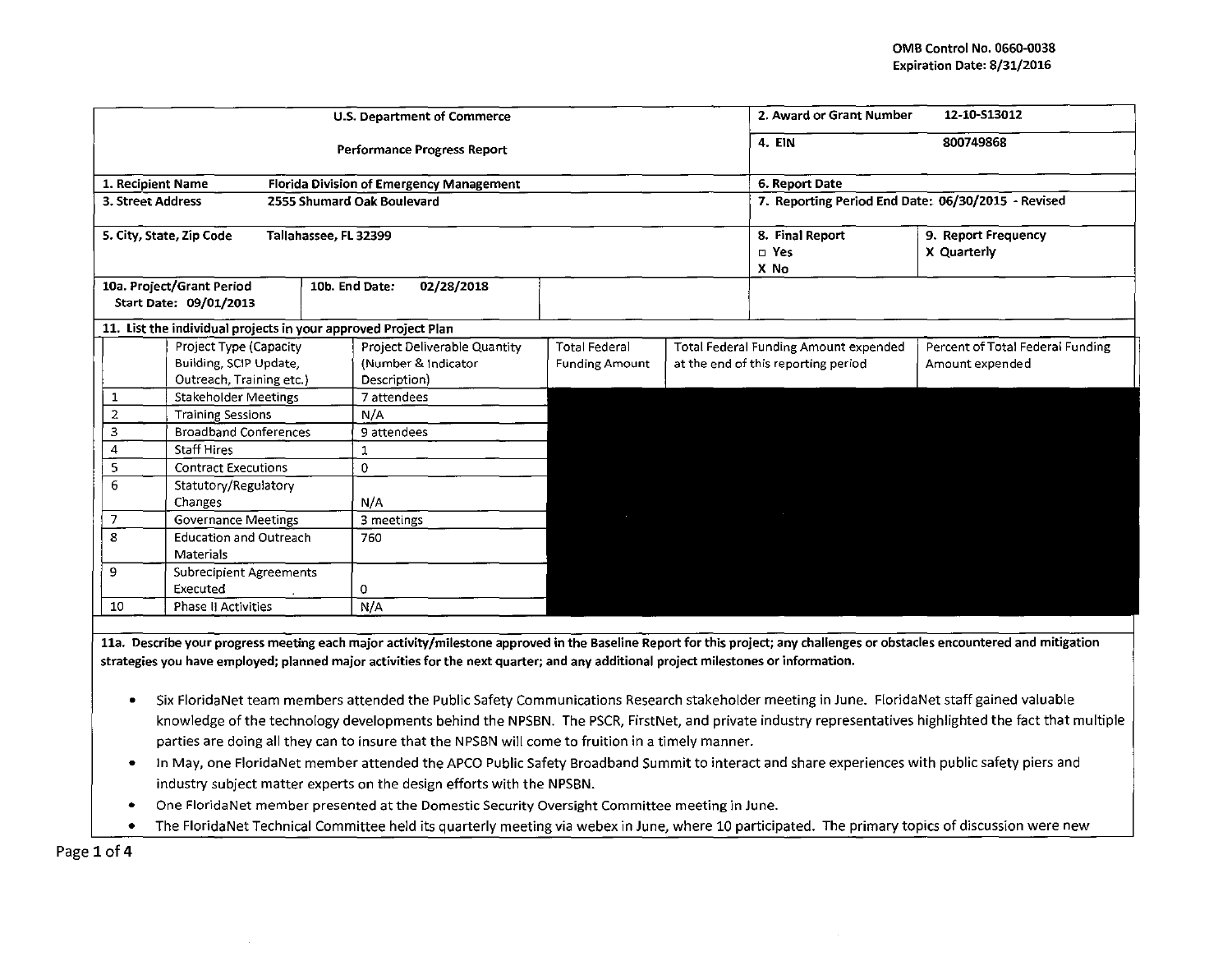OMB Control No. 0660-0038
Expiration Date: 8/31/2016

| U.S. Department of Commerce | | 2. Award or Grant Number | 12-10-S13012 |
|---|---|---|---|
| Performance Progress Report | | 4. EIN | 800749868 |
| 1. Recipient Name | Florida Division of Emergency Management | 6. Report Date | |
| 3. Street Address | 2555 Shumard Oak Boulevard | 7. Reporting Period End Date: 06/30/2015 - Revised | |
| 5. City, State, Zip Code | Tallahassee, FL 32399 | 8. Final Report □ Yes X No | 9. Report Frequency X Quarterly |
| 10a. Project/Grant Period Start Date: 09/01/2013 | 10b. End Date: 02/28/2018 | | |

**11. List the individual projects in your approved Project Plan**

| | Project Type (Capacity Building, SCIP Update, Outreach, Training etc.) | Project Deliverable Quantity (Number & Indicator Description) | Total Federal Funding Amount | Total Federal Funding Amount expended at the end of this reporting period | Percent of Total Federal Funding Amount expended |
|---|---|---|---|---|---|
| 1 | Stakeholder Meetings | 7 attendees | | | |
| 2 | Training Sessions | N/A | | | |
| 3 | Broadband Conferences | 9 attendees | | | |
| 4 | Staff Hires | 1 | | | |
| 5 | Contract Executions | 0 | | | |
| 6 | Statutory/Regulatory Changes | N/A | | | |
| 7 | Governance Meetings | 3 meetings | | | |
| 8 | Education and Outreach Materials | 760 | | | |
| 9 | Subrecipient Agreements Executed | 0 | | | |
| 10 | Phase II Activities | N/A | | | |

**11a. Describe your progress meeting each major activity/milestone approved in the Baseline Report for this project; any challenges or obstacles encountered and mitigation strategies you have employed; planned major activities for the next quarter; and any additional project milestones or information.**

- Six FloridaNet team members attended the Public Safety Communications Research stakeholder meeting in June. FloridaNet staff gained valuable knowledge of the technology developments behind the NPSBN. The PSCR, FirstNet, and private industry representatives highlighted the fact that multiple parties are doing all they can to insure that the NPSBN will come to fruition in a timely manner.
- In May, one FloridaNet member attended the APCO Public Safety Broadband Summit to interact and share experiences with public safety piers and industry subject matter experts on the design efforts with the NPSBN.
- One FloridaNet member presented at the Domestic Security Oversight Committee meeting in June.
- The FloridaNet Technical Committee held its quarterly meeting via webex in June, where 10 participated. The primary topics of discussion were new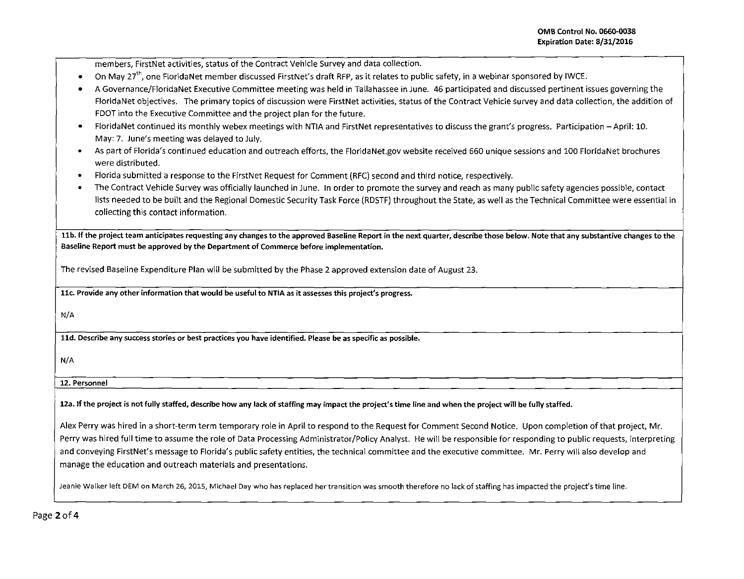members, FirstNet activities, status of the Contract Vehicle Survey and data collection.

- On May 27th, one FloridaNet member discussed FirstNet's draft RFP, as it relates to public safety, in a webinar sponsored by IWCE.
- A Governance/FloridaNet Executive Committee meeting was held in Tallahassee in June. 46 participated and discussed pertinent issues governing the FloridaNet objectives. The primary topics of discussion were FirstNet activities, status of the Contract Vehicle survey and data collection, the addition of FDOT into the Executive Committee and the project plan for the future.
- FloridaNet continued its monthly webex meetings with NTIA and FirstNet representatives to discuss the grant's progress. Participation – April: 10. May: 7. June's meeting was delayed to July.
- As part of Florida's continued education and outreach efforts, the FloridaNet.gov website received 660 unique sessions and 100 FloridaNet brochures were distributed.
- Florida submitted a response to the FirstNet Request for Comment (RFC) second and third notice, respectively.
- The Contract Vehicle Survey was officially launched in June. In order to promote the survey and reach as many public safety agencies possible, contact lists needed to be built and the Regional Domestic Security Task Force (RDSTF) throughout the State, as well as the Technical Committee were essential in collecting this contact information.

**11b. If the project team anticipates requesting any changes to the approved Baseline Report in the next quarter, describe those below. Note that any substantive changes to the Baseline Report must be approved by the Department of Commerce before implementation.**

The revised Baseline Expenditure Plan will be submitted by the Phase 2 approved extension date of August 23.

**11c. Provide any other information that would be useful to NTIA as it assesses this project's progress.**

N/A

**11d. Describe any success stories or best practices you have identified. Please be as specific as possible.**

N/A

**12. Personnel**

**12a. If the project is not fully staffed, describe how any lack of staffing may impact the project's time line and when the project will be fully staffed.**

Alex Perry was hired in a short-term term temporary role in April to respond to the Request for Comment Second Notice. Upon completion of that project, Mr. Perry was hired full time to assume the role of Data Processing Administrator/Policy Analyst. He will be responsible for responding to public requests, interpreting and conveying FirstNet's message to Florida's public safety entities, the technical committee and the executive committee. Mr. Perry will also develop and manage the education and outreach materials and presentations.

Jeanie Walker left DEM on March 26, 2015, Michael Day who has replaced her transition was smooth therefore no lack of staffing has impacted the project's time line.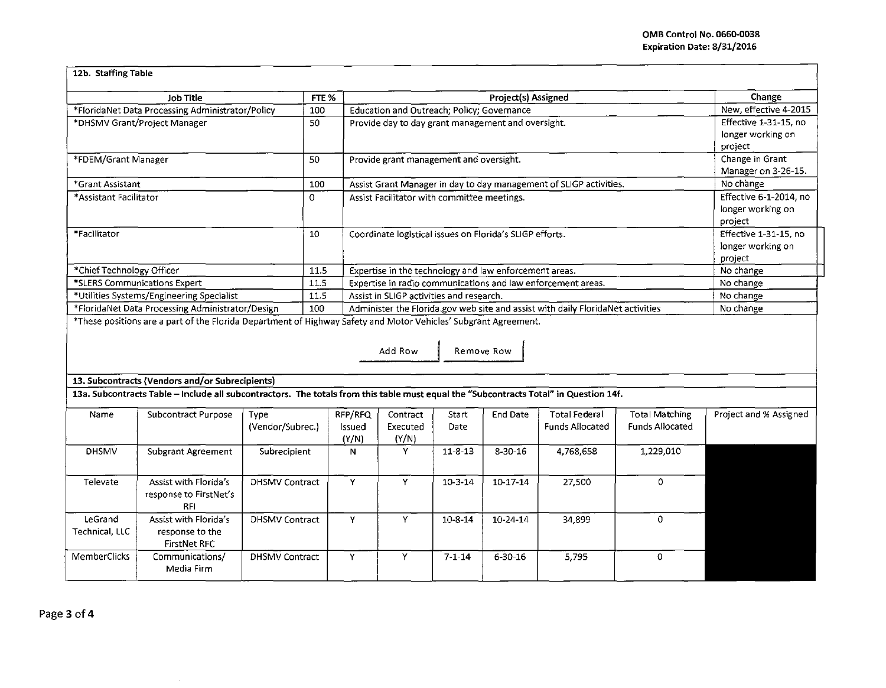OMB Control No. 0660-0038
Expiration Date: 8/31/2016

## 12b. Staffing Table

| Job Title | FTE % | Project(s) Assigned | Change |
|---|---|---|---|
| *FloridaNet Data Processing Administrator/Policy | 100 | Education and Outreach; Policy; Governance | New, effective 4-2015 |
| *DHSMV Grant/Project Manager | 50 | Provide day to day grant management and oversight. | Effective 1-31-15, no longer working on project |
| *FDEM/Grant Manager | 50 | Provide grant management and oversight. | Change in Grant Manager on 3-26-15. |
| *Grant Assistant | 100 | Assist Grant Manager in day to day management of SLIGP activities. | No change |
| *Assistant Facilitator | 0 | Assist Facilitator with committee meetings. | Effective 6-1-2014, no longer working on project |
| *Facilitator | 10 | Coordinate logistical issues on Florida's SLIGP efforts. | Effective 1-31-15, no longer working on project |
| *Chief Technology Officer | 11.5 | Expertise in the technology and law enforcement areas. | No change |
| *SLERS Communications Expert | 11.5 | Expertise in radio communications and law enforcement areas. | No change |
| *Utilities Systems/Engineering Specialist | 11.5 | Assist in SLIGP activities and research. | No change |
| *FloridaNet Data Processing Administrator/Design | 100 | Administer the Florida.gov web site and assist with daily FloridaNet activities | No change |

*These positions are a part of the Florida Department of Highway Safety and Motor Vehicles' Subgrant Agreement.

Add Row | Remove Row

## 13. Subcontracts (Vendors and/or Subrecipients)

**13a. Subcontracts Table – Include all subcontractors. The totals from this table must equal the "Subcontracts Total" in Question 14f.**

| Name | Subcontract Purpose | Type (Vendor/Subrec.) | RFP/RFQ Issued (Y/N) | Contract Executed (Y/N) | Start Date | End Date | Total Federal Funds Allocated | Total Matching Funds Allocated | Project and % Assigned |
|---|---|---|---|---|---|---|---|---|---|
| DHSMV | Subgrant Agreement | Subrecipient | N | Y | 11-8-13 | 8-30-16 | 4,768,658 | 1,229,010 | |
| Televate | Assist with Florida's response to FirstNet's RFI | DHSMV Contract | Y | Y | 10-3-14 | 10-17-14 | 27,500 | 0 | |
| LeGrand Technical, LLC | Assist with Florida's response to the FirstNet RFC | DHSMV Contract | Y | Y | 10-8-14 | 10-24-14 | 34,899 | 0 | |
| MemberClicks | Communications/ Media Firm | DHSMV Contract | Y | Y | 7-1-14 | 6-30-16 | 5,795 | 0 | |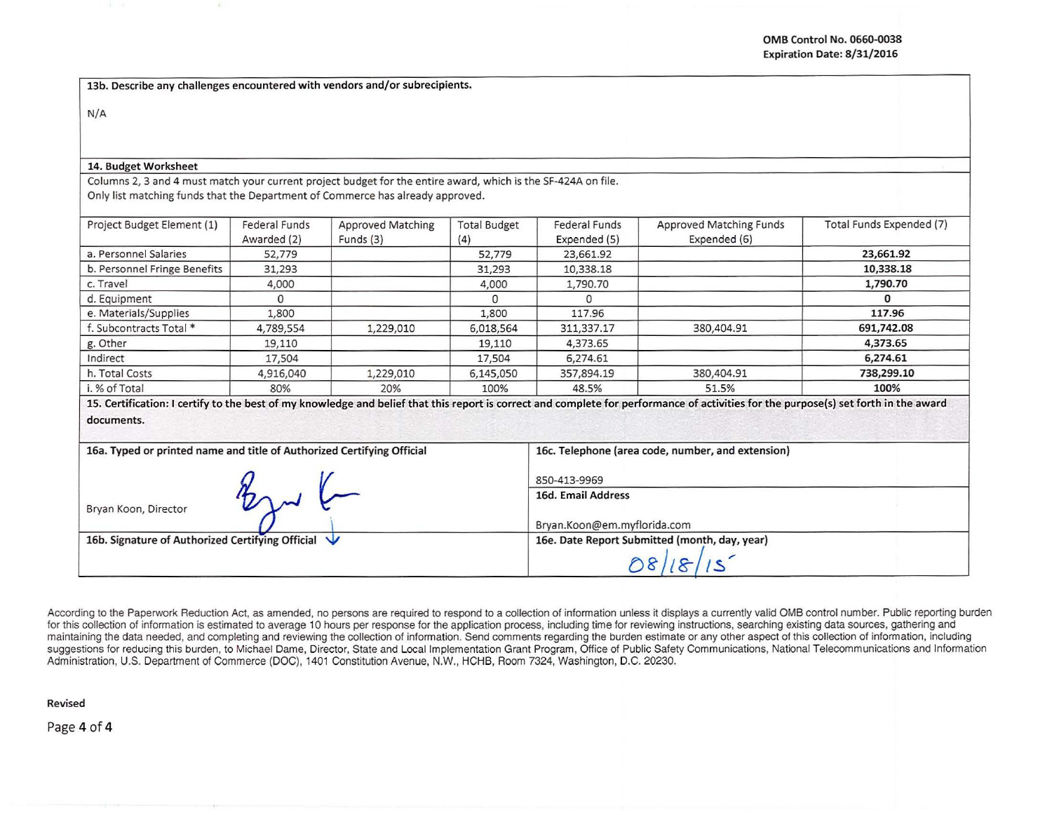OMB Control No. 0660-0038
Expiration Date: 8/31/2016

**13b. Describe any challenges encountered with vendors and/or subrecipients.**

N/A

**14. Budget Worksheet**

Columns 2, 3 and 4 must match your current project budget for the entire award, which is the SF-424A on file.
Only list matching funds that the Department of Commerce has already approved.

| Project Budget Element (1) | Federal Funds Awarded (2) | Approved Matching Funds (3) | Total Budget (4) | Federal Funds Expended (5) | Approved Matching Funds Expended (6) | Total Funds Expended (7) |
|---|---|---|---|---|---|---|
| a. Personnel Salaries | 52,779 | | 52,779 | 23,661.92 | | **23,661.92** |
| b. Personnel Fringe Benefits | 31,293 | | 31,293 | 10,338.18 | | **10,338.18** |
| c. Travel | 4,000 | | 4,000 | 1,790.70 | | **1,790.70** |
| d. Equipment | 0 | | 0 | 0 | | **0** |
| e. Materials/Supplies | 1,800 | | 1,800 | 117.96 | | **117.96** |
| f. Subcontracts Total * | 4,789,554 | 1,229,010 | 6,018,564 | 311,337.17 | 380,404.91 | **691,742.08** |
| g. Other | 19,110 | | 19,110 | 4,373.65 | | **4,373.65** |
| Indirect | 17,504 | | 17,504 | 6,274.61 | | **6,274.61** |
| h. Total Costs | 4,916,040 | 1,229,010 | 6,145,050 | 357,894.19 | 380,404.91 | **738,299.10** |
| i. % of Total | 80% | 20% | 100% | 48.5% | 51.5% | **100%** |

**15. Certification: I certify to the best of my knowledge and belief that this report is correct and complete for performance of activities for the purpose(s) set forth in the award documents.**

**16a. Typed or printed name and title of Authorized Certifying Official**

Bryan Koon, Director

**16b. Signature of Authorized Certifying Official**

**16c. Telephone (area code, number, and extension)**

850-413-9969

**16d. Email Address**

Bryan.Koon@em.myflorida.com

**16e. Date Report Submitted (month, day, year)**

08/18/15

According to the Paperwork Reduction Act, as amended, no persons are required to respond to a collection of information unless it displays a currently valid OMB control number. Public reporting burden for this collection of information is estimated to average 10 hours per response for the application process, including time for reviewing instructions, searching existing data sources, gathering and maintaining the data needed, and completing and reviewing the collection of information. Send comments regarding the burden estimate or any other aspect of this collection of information, including suggestions for reducing this burden, to Michael Dame, Director, State and Local Implementation Grant Program, Office of Public Safety Communications, National Telecommunications and Information Administration, U.S. Department of Commerce (DOC), 1401 Constitution Avenue, N.W., HCHB, Room 7324, Washington, D.C. 20230.

**Revised**